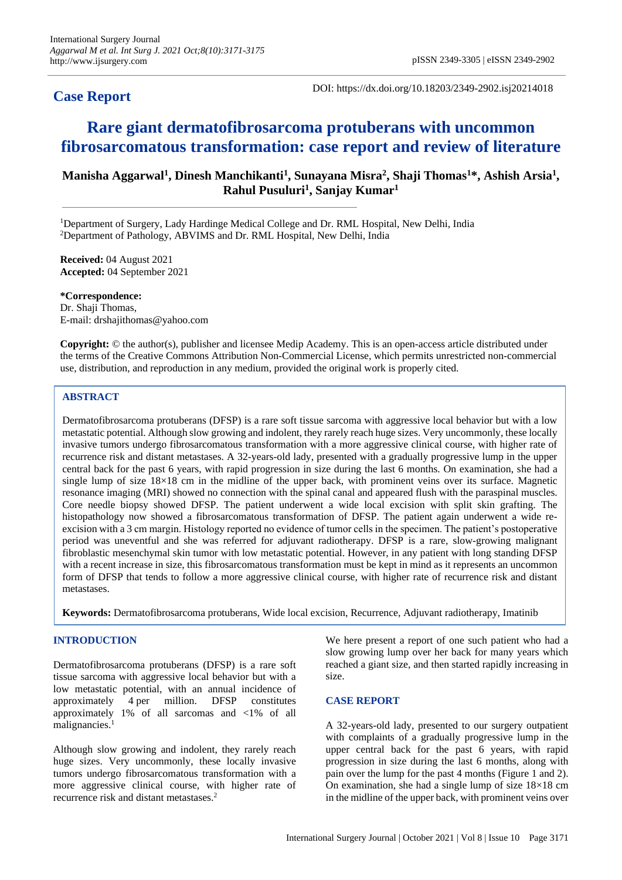## Case Report

DOI: https://dx.doi.org/10.18203/2349-2902.isj20214018

# Rare giant dermatofibrosarcoma protuberans with uncommon fibrosarcomatous transformation: case report and review of literature

**Manisha Aggarwal[1], Dinesh Manchikanti[1], Sunayana Misra[2], Shaji Thomas[1]\*, Ashish Arsia[1], Rahul Pusuluri[1], Sanjay Kumar[1]**

[1]Department of Surgery, Lady Hardinge Medical College and Dr. RML Hospital, New Delhi, India
[2]Department of Pathology, ABVIMS and Dr. RML Hospital, New Delhi, India

**Received:** 04 August 2021
**Accepted:** 04 September 2021

**\*Correspondence:**
Dr. Shaji Thomas,
E-mail: drshajithomas@yahoo.com

**Copyright:** © the author(s), publisher and licensee Medip Academy. This is an open-access article distributed under the terms of the Creative Commons Attribution Non-Commercial License, which permits unrestricted non-commercial use, distribution, and reproduction in any medium, provided the original work is properly cited.

## ABSTRACT

Dermatofibrosarcoma protuberans (DFSP) is a rare soft tissue sarcoma with aggressive local behavior but with a low metastatic potential. Although slow growing and indolent, they rarely reach huge sizes. Very uncommonly, these locally invasive tumors undergo fibrosarcomatous transformation with a more aggressive clinical course, with higher rate of recurrence risk and distant metastases. A 32-years-old lady, presented with a gradually progressive lump in the upper central back for the past 6 years, with rapid progression in size during the last 6 months. On examination, she had a single lump of size 18×18 cm in the midline of the upper back, with prominent veins over its surface. Magnetic resonance imaging (MRI) showed no connection with the spinal canal and appeared flush with the paraspinal muscles. Core needle biopsy showed DFSP. The patient underwent a wide local excision with split skin grafting. The histopathology now showed a fibrosarcomatous transformation of DFSP. The patient again underwent a wide re-excision with a 3 cm margin. Histology reported no evidence of tumor cells in the specimen. The patient's postoperative period was uneventful and she was referred for adjuvant radiotherapy. DFSP is a rare, slow-growing malignant fibroblastic mesenchymal skin tumor with low metastatic potential. However, in any patient with long standing DFSP with a recent increase in size, this fibrosarcomatous transformation must be kept in mind as it represents an uncommon form of DFSP that tends to follow a more aggressive clinical course, with higher rate of recurrence risk and distant metastases.

**Keywords:** Dermatofibrosarcoma protuberans, Wide local excision, Recurrence, Adjuvant radiotherapy, Imatinib

## INTRODUCTION

Dermatofibrosarcoma protuberans (DFSP) is a rare soft tissue sarcoma with aggressive local behavior but with a low metastatic potential, with an annual incidence of approximately 4 per million. DFSP constitutes approximately 1% of all sarcomas and <1% of all malignancies.[1]

Although slow growing and indolent, they rarely reach huge sizes. Very uncommonly, these locally invasive tumors undergo fibrosarcomatous transformation with a more aggressive clinical course, with higher rate of recurrence risk and distant metastases.[2]

We here present a report of one such patient who had a slow growing lump over her back for many years which reached a giant size, and then started rapidly increasing in size.

## CASE REPORT

A 32-years-old lady, presented to our surgery outpatient with complaints of a gradually progressive lump in the upper central back for the past 6 years, with rapid progression in size during the last 6 months, along with pain over the lump for the past 4 months (Figure 1 and 2). On examination, she had a single lump of size 18×18 cm in the midline of the upper back, with prominent veins over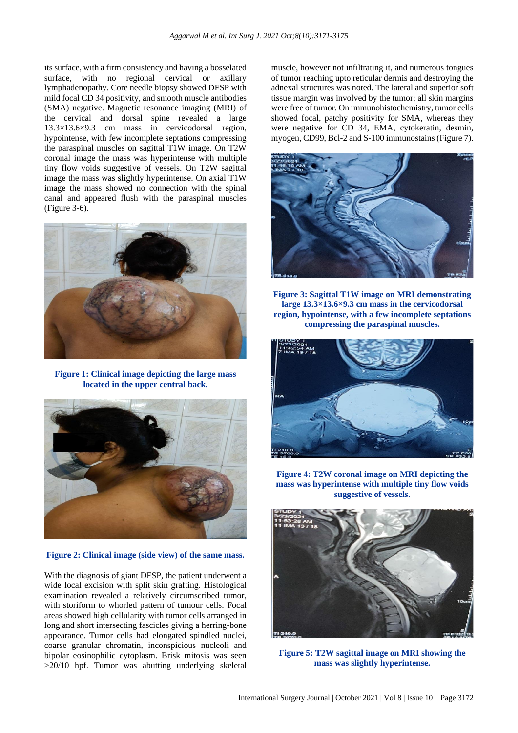its surface, with a firm consistency and having a bosselated surface, with no regional cervical or axillary lymphadenopathy. Core needle biopsy showed DFSP with mild focal CD 34 positivity, and smooth muscle antibodies (SMA) negative. Magnetic resonance imaging (MRI) of the cervical and dorsal spine revealed a large 13.3×13.6×9.3 cm mass in cervicodorsal region, hypointense, with few incomplete septations compressing the paraspinal muscles on sagittal T1W image. On T2W coronal image the mass was hyperintense with multiple tiny flow voids suggestive of vessels. On T2W sagittal image the mass was slightly hyperintense. On axial T1W image the mass showed no connection with the spinal canal and appeared flush with the paraspinal muscles (Figure 3-6).

**Figure 1: Clinical image depicting the large mass located in the upper central back.**

**Figure 2: Clinical image (side view) of the same mass.**

With the diagnosis of giant DFSP, the patient underwent a wide local excision with split skin grafting. Histological examination revealed a relatively circumscribed tumor, with storiform to whorled pattern of tumour cells. Focal areas showed high cellularity with tumor cells arranged in long and short intersecting fascicles giving a herring-bone appearance. Tumor cells had elongated spindled nuclei, coarse granular chromatin, inconspicious nucleoli and bipolar eosinophilic cytoplasm. Brisk mitosis was seen >20/10 hpf. Tumor was abutting underlying skeletal muscle, however not infiltrating it, and numerous tongues of tumor reaching upto reticular dermis and destroying the adnexal structures was noted. The lateral and superior soft tissue margin was involved by the tumor; all skin margins were free of tumor. On immunohistochemistry, tumor cells showed focal, patchy positivity for SMA, whereas they were negative for CD 34, EMA, cytokeratin, desmin, myogen, CD99, Bcl-2 and S-100 immunostains (Figure 7).

**Figure 3: Sagittal T1W image on MRI demonstrating large 13.3×13.6×9.3 cm mass in the cervicodorsal region, hypointense, with a few incomplete septations compressing the paraspinal muscles.**

**Figure 4: T2W coronal image on MRI depicting the mass was hyperintense with multiple tiny flow voids suggestive of vessels.**

**Figure 5: T2W sagittal image on MRI showing the mass was slightly hyperintense.**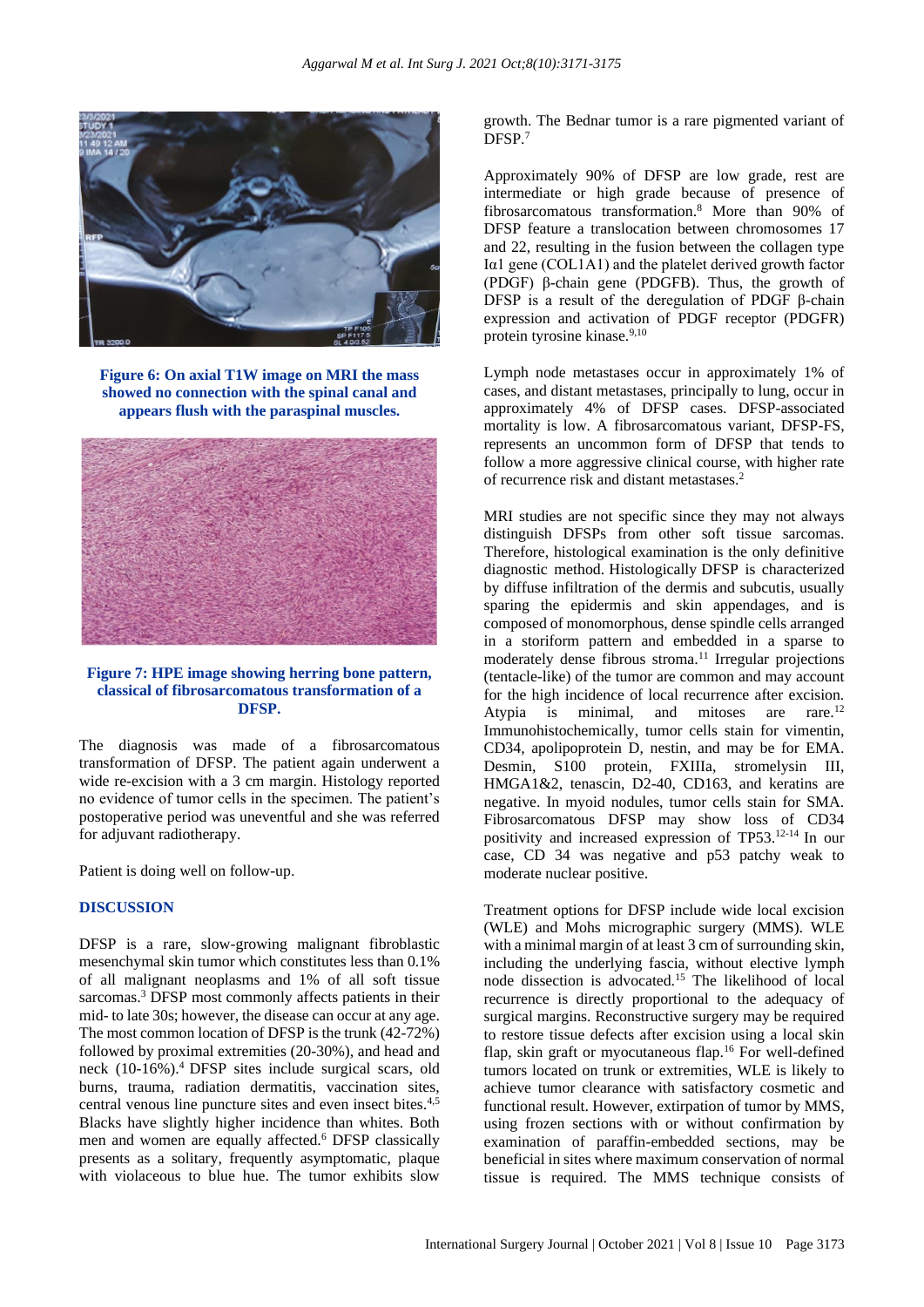Figure 6: On axial T1W image on MRI the mass showed no connection with the spinal canal and appears flush with the paraspinal muscles.

Figure 7: HPE image showing herring bone pattern, classical of fibrosarcomatous transformation of a DFSP.

The diagnosis was made of a fibrosarcomatous transformation of DFSP. The patient again underwent a wide re-excision with a 3 cm margin. Histology reported no evidence of tumor cells in the specimen. The patient's postoperative period was uneventful and she was referred for adjuvant radiotherapy.

Patient is doing well on follow-up.

## DISCUSSION

DFSP is a rare, slow-growing malignant fibroblastic mesenchymal skin tumor which constitutes less than 0.1% of all malignant neoplasms and 1% of all soft tissue sarcomas.[3] DFSP most commonly affects patients in their mid- to late 30s; however, the disease can occur at any age. The most common location of DFSP is the trunk (42-72%) followed by proximal extremities (20-30%), and head and neck (10-16%).[4] DFSP sites include surgical scars, old burns, trauma, radiation dermatitis, vaccination sites, central venous line puncture sites and even insect bites.[4,5] Blacks have slightly higher incidence than whites. Both men and women are equally affected.[6] DFSP classically presents as a solitary, frequently asymptomatic, plaque with violaceous to blue hue. The tumor exhibits slow growth. The Bednar tumor is a rare pigmented variant of DFSP.[7]

Approximately 90% of DFSP are low grade, rest are intermediate or high grade because of presence of fibrosarcomatous transformation.[8] More than 90% of DFSP feature a translocation between chromosomes 17 and 22, resulting in the fusion between the collagen type Iα1 gene (COL1A1) and the platelet derived growth factor (PDGF) β-chain gene (PDGFB). Thus, the growth of DFSP is a result of the deregulation of PDGF β-chain expression and activation of PDGF receptor (PDGFR) protein tyrosine kinase.[9,10]

Lymph node metastases occur in approximately 1% of cases, and distant metastases, principally to lung, occur in approximately 4% of DFSP cases. DFSP-associated mortality is low. A fibrosarcomatous variant, DFSP-FS, represents an uncommon form of DFSP that tends to follow a more aggressive clinical course, with higher rate of recurrence risk and distant metastases.[2]

MRI studies are not specific since they may not always distinguish DFSPs from other soft tissue sarcomas. Therefore, histological examination is the only definitive diagnostic method. Histologically DFSP is characterized by diffuse infiltration of the dermis and subcutis, usually sparing the epidermis and skin appendages, and is composed of monomorphous, dense spindle cells arranged in a storiform pattern and embedded in a sparse to moderately dense fibrous stroma.[11] Irregular projections (tentacle-like) of the tumor are common and may account for the high incidence of local recurrence after excision. Atypia is minimal, and mitoses are rare.[12] Immunohistochemically, tumor cells stain for vimentin, CD34, apolipoprotein D, nestin, and may be for EMA. Desmin, S100 protein, FXIIIa, stromelysin III, HMGA1&2, tenascin, D2-40, CD163, and keratins are negative. In myoid nodules, tumor cells stain for SMA. Fibrosarcomatous DFSP may show loss of CD34 positivity and increased expression of TP53.[12-14] In our case, CD 34 was negative and p53 patchy weak to moderate nuclear positive.

Treatment options for DFSP include wide local excision (WLE) and Mohs micrographic surgery (MMS). WLE with a minimal margin of at least 3 cm of surrounding skin, including the underlying fascia, without elective lymph node dissection is advocated.[15] The likelihood of local recurrence is directly proportional to the adequacy of surgical margins. Reconstructive surgery may be required to restore tissue defects after excision using a local skin flap, skin graft or myocutaneous flap.[16] For well-defined tumors located on trunk or extremities, WLE is likely to achieve tumor clearance with satisfactory cosmetic and functional result. However, extirpation of tumor by MMS, using frozen sections with or without confirmation by examination of paraffin-embedded sections, may be beneficial in sites where maximum conservation of normal tissue is required. The MMS technique consists of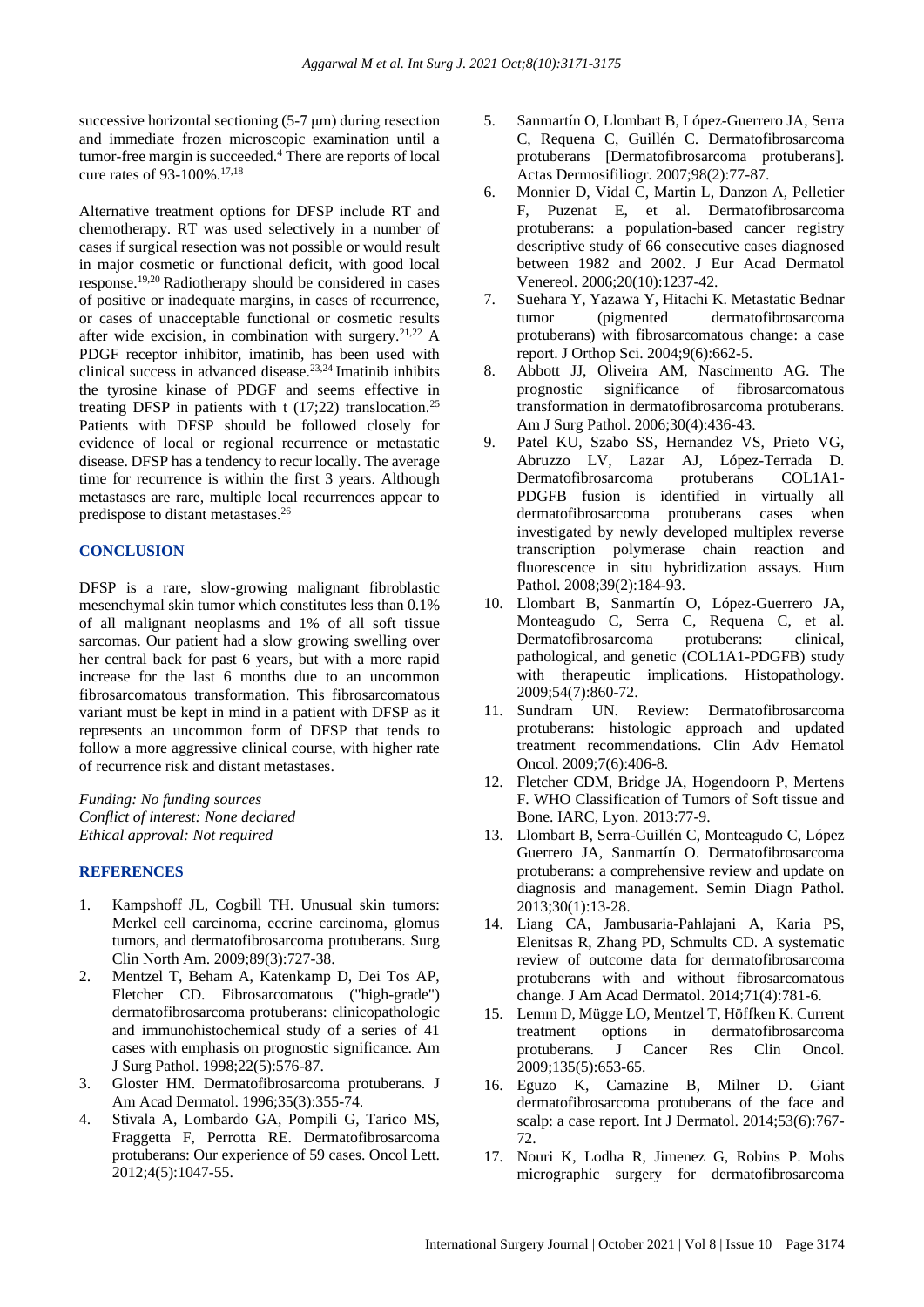successive horizontal sectioning (5-7 μm) during resection and immediate frozen microscopic examination until a tumor-free margin is succeeded.[4] There are reports of local cure rates of 93-100%.[17,18]

Alternative treatment options for DFSP include RT and chemotherapy. RT was used selectively in a number of cases if surgical resection was not possible or would result in major cosmetic or functional deficit, with good local response.[19,20] Radiotherapy should be considered in cases of positive or inadequate margins, in cases of recurrence, or cases of unacceptable functional or cosmetic results after wide excision, in combination with surgery.[21,22] A PDGF receptor inhibitor, imatinib, has been used with clinical success in advanced disease.[23,24] Imatinib inhibits the tyrosine kinase of PDGF and seems effective in treating DFSP in patients with t (17;22) translocation.[25] Patients with DFSP should be followed closely for evidence of local or regional recurrence or metastatic disease. DFSP has a tendency to recur locally. The average time for recurrence is within the first 3 years. Although metastases are rare, multiple local recurrences appear to predispose to distant metastases.[26]

## CONCLUSION

DFSP is a rare, slow-growing malignant fibroblastic mesenchymal skin tumor which constitutes less than 0.1% of all malignant neoplasms and 1% of all soft tissue sarcomas. Our patient had a slow growing swelling over her central back for past 6 years, but with a more rapid increase for the last 6 months due to an uncommon fibrosarcomatous transformation. This fibrosarcomatous variant must be kept in mind in a patient with DFSP as it represents an uncommon form of DFSP that tends to follow a more aggressive clinical course, with higher rate of recurrence risk and distant metastases.

*Funding: No funding sources*
*Conflict of interest: None declared*
*Ethical approval: Not required*

## REFERENCES

1. Kampshoff JL, Cogbill TH. Unusual skin tumors: Merkel cell carcinoma, eccrine carcinoma, glomus tumors, and dermatofibrosarcoma protuberans. Surg Clin North Am. 2009;89(3):727-38.
2. Mentzel T, Beham A, Katenkamp D, Dei Tos AP, Fletcher CD. Fibrosarcomatous ("high-grade") dermatofibrosarcoma protuberans: clinicopathologic and immunohistochemical study of a series of 41 cases with emphasis on prognostic significance. Am J Surg Pathol. 1998;22(5):576-87.
3. Gloster HM. Dermatofibrosarcoma protuberans. J Am Acad Dermatol. 1996;35(3):355-74.
4. Stivala A, Lombardo GA, Pompili G, Tarico MS, Fraggetta F, Perrotta RE. Dermatofibrosarcoma protuberans: Our experience of 59 cases. Oncol Lett. 2012;4(5):1047-55.
5. Sanmartín O, Llombart B, López-Guerrero JA, Serra C, Requena C, Guillén C. Dermatofibrosarcoma protuberans [Dermatofibrosarcoma protuberans]. Actas Dermosifiliogr. 2007;98(2):77-87.
6. Monnier D, Vidal C, Martin L, Danzon A, Pelletier F, Puzenat E, et al. Dermatofibrosarcoma protuberans: a population-based cancer registry descriptive study of 66 consecutive cases diagnosed between 1982 and 2002. J Eur Acad Dermatol Venereol. 2006;20(10):1237-42.
7. Suehara Y, Yazawa Y, Hitachi K. Metastatic Bednar tumor (pigmented dermatofibrosarcoma protuberans) with fibrosarcomatous change: a case report. J Orthop Sci. 2004;9(6):662-5.
8. Abbott JJ, Oliveira AM, Nascimento AG. The prognostic significance of fibrosarcomatous transformation in dermatofibrosarcoma protuberans. Am J Surg Pathol. 2006;30(4):436-43.
9. Patel KU, Szabo SS, Hernandez VS, Prieto VG, Abruzzo LV, Lazar AJ, López-Terrada D. Dermatofibrosarcoma protuberans COL1A1-PDGFB fusion is identified in virtually all dermatofibrosarcoma protuberans cases when investigated by newly developed multiplex reverse transcription polymerase chain reaction and fluorescence in situ hybridization assays. Hum Pathol. 2008;39(2):184-93.
10. Llombart B, Sanmartín O, López-Guerrero JA, Monteagudo C, Serra C, Requena C, et al. Dermatofibrosarcoma protuberans: clinical, pathological, and genetic (COL1A1-PDGFB) study with therapeutic implications. Histopathology. 2009;54(7):860-72.
11. Sundram UN. Review: Dermatofibrosarcoma protuberans: histologic approach and updated treatment recommendations. Clin Adv Hematol Oncol. 2009;7(6):406-8.
12. Fletcher CDM, Bridge JA, Hogendoorn P, Mertens F. WHO Classification of Tumors of Soft tissue and Bone. IARC, Lyon. 2013:77-9.
13. Llombart B, Serra-Guillén C, Monteagudo C, López Guerrero JA, Sanmartín O. Dermatofibrosarcoma protuberans: a comprehensive review and update on diagnosis and management. Semin Diagn Pathol. 2013;30(1):13-28.
14. Liang CA, Jambusaria-Pahlajani A, Karia PS, Elenitsas R, Zhang PD, Schmults CD. A systematic review of outcome data for dermatofibrosarcoma protuberans with and without fibrosarcomatous change. J Am Acad Dermatol. 2014;71(4):781-6.
15. Lemm D, Mügge LO, Mentzel T, Höffken K. Current treatment options in dermatofibrosarcoma protuberans. J Cancer Res Clin Oncol. 2009;135(5):653-65.
16. Eguzo K, Camazine B, Milner D. Giant dermatofibrosarcoma protuberans of the face and scalp: a case report. Int J Dermatol. 2014;53(6):767-72.
17. Nouri K, Lodha R, Jimenez G, Robins P. Mohs micrographic surgery for dermatofibrosarcoma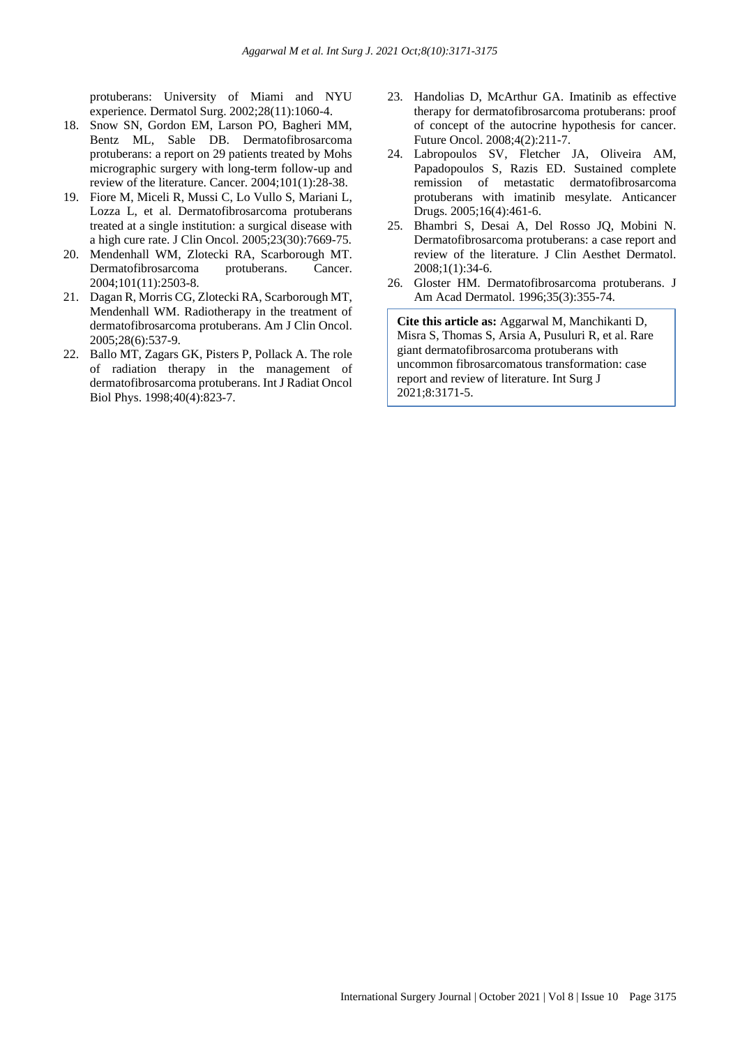protuberans: University of Miami and NYU experience. Dermatol Surg. 2002;28(11):1060-4.

18. Snow SN, Gordon EM, Larson PO, Bagheri MM, Bentz ML, Sable DB. Dermatofibrosarcoma protuberans: a report on 29 patients treated by Mohs micrographic surgery with long-term follow-up and review of the literature. Cancer. 2004;101(1):28-38.
19. Fiore M, Miceli R, Mussi C, Lo Vullo S, Mariani L, Lozza L, et al. Dermatofibrosarcoma protuberans treated at a single institution: a surgical disease with a high cure rate. J Clin Oncol. 2005;23(30):7669-75.
20. Mendenhall WM, Zlotecki RA, Scarborough MT. Dermatofibrosarcoma protuberans. Cancer. 2004;101(11):2503-8.
21. Dagan R, Morris CG, Zlotecki RA, Scarborough MT, Mendenhall WM. Radiotherapy in the treatment of dermatofibrosarcoma protuberans. Am J Clin Oncol. 2005;28(6):537-9.
22. Ballo MT, Zagars GK, Pisters P, Pollack A. The role of radiation therapy in the management of dermatofibrosarcoma protuberans. Int J Radiat Oncol Biol Phys. 1998;40(4):823-7.
23. Handolias D, McArthur GA. Imatinib as effective therapy for dermatofibrosarcoma protuberans: proof of concept of the autocrine hypothesis for cancer. Future Oncol. 2008;4(2):211-7.
24. Labropoulos SV, Fletcher JA, Oliveira AM, Papadopoulos S, Razis ED. Sustained complete remission of metastatic dermatofibrosarcoma protuberans with imatinib mesylate. Anticancer Drugs. 2005;16(4):461-6.
25. Bhambri S, Desai A, Del Rosso JQ, Mobini N. Dermatofibrosarcoma protuberans: a case report and review of the literature. J Clin Aesthet Dermatol. 2008;1(1):34-6.
26. Gloster HM. Dermatofibrosarcoma protuberans. J Am Acad Dermatol. 1996;35(3):355-74.

**Cite this article as:** Aggarwal M, Manchikanti D, Misra S, Thomas S, Arsia A, Pusuluri R, et al. Rare giant dermatofibrosarcoma protuberans with uncommon fibrosarcomatous transformation: case report and review of literature. Int Surg J 2021;8:3171-5.